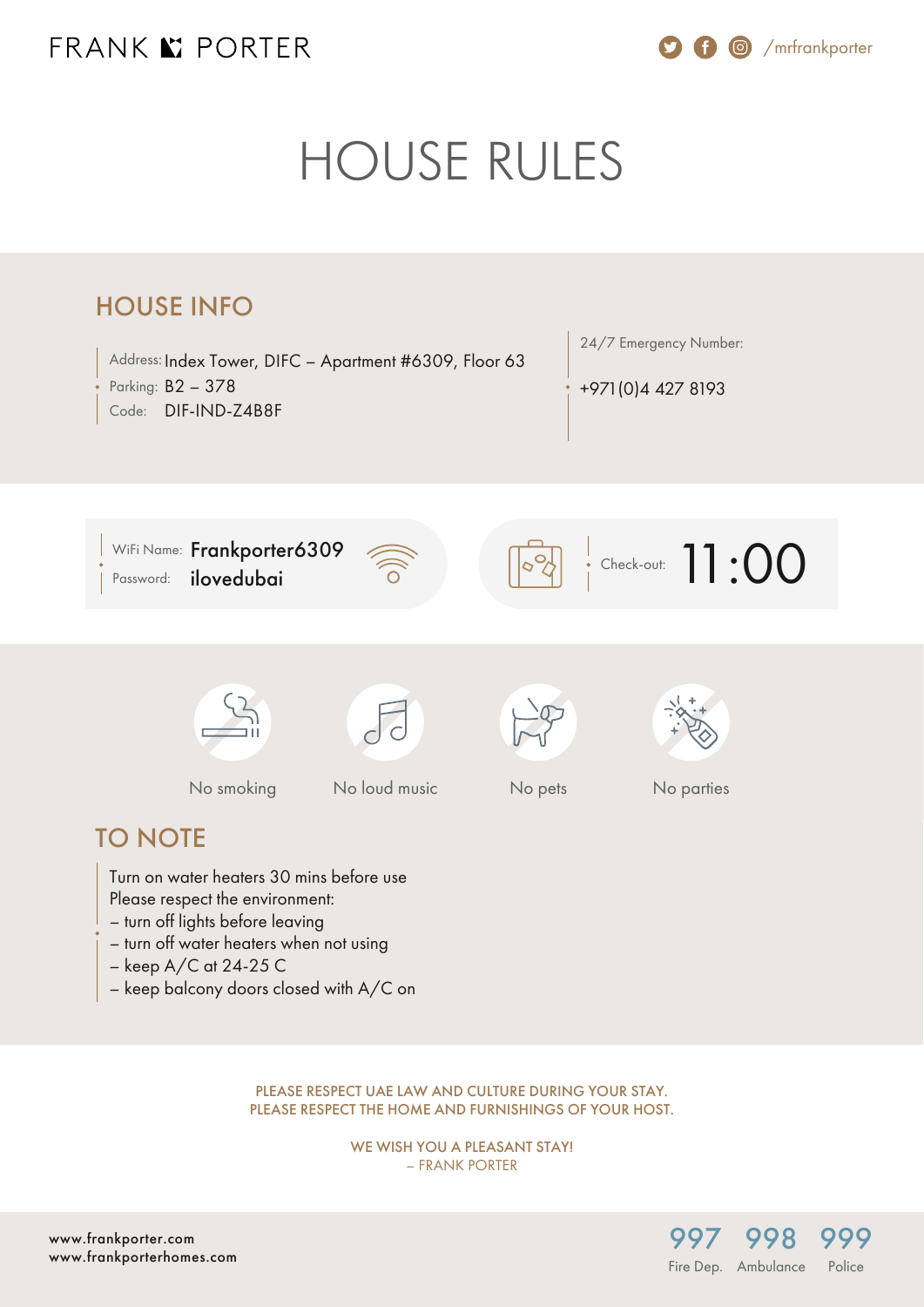FRANK PORTER

/mrfrankporter

# HOUSE RULES

## HOUSE INFO

Address: Index Tower, DIFC – Apartment #6309, Floor 63
Parking: B2 – 378
Code: DIF-IND-Z4B8F

24/7 Emergency Number:

+971 (0)4 427 8193

WiFi Name: Frankporter6309
Password: ilovedubai

Check-out: 11:00

No smoking

No loud music

No pets

No parties

## TO NOTE

Turn on water heaters 30 mins before use
Please respect the environment:
– turn off lights before leaving
– turn off water heaters when not using
– keep A/C at 24-25 C
– keep balcony doors closed with A/C on

PLEASE RESPECT UAE LAW AND CULTURE DURING YOUR STAY.
PLEASE RESPECT THE HOME AND FURNISHINGS OF YOUR HOST.

WE WISH YOU A PLEASANT STAY!
– FRANK PORTER

www.frankporter.com
www.frankporterhomes.com

| 997 | 998 | 999 |
|---|---|---|
| Fire Dep. | Ambulance | Police |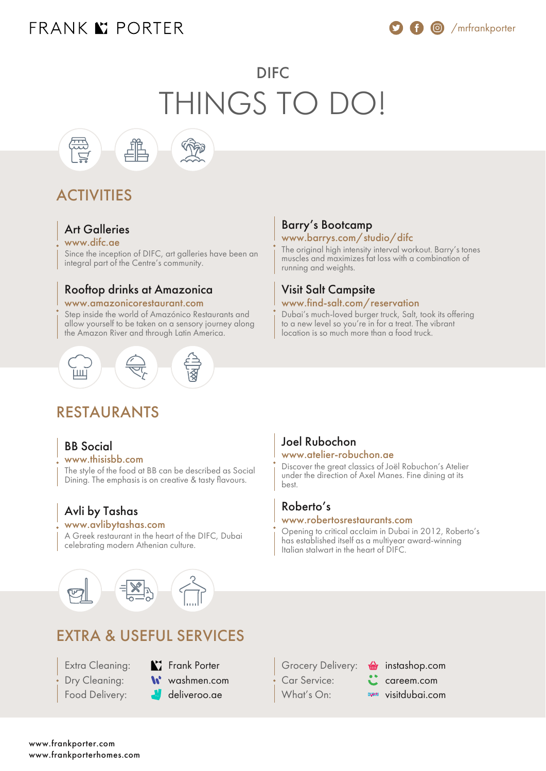FRANK PORTER

/mrfrankporter

# DIFC

# THINGS TO DO!

## ACTIVITIES

### Art Galleries
www.difc.ae

Since the inception of DIFC, art galleries have been an integral part of the Centre's community.

### Rooftop drinks at Amazonica
www.amazonicorestaurant.com

Step inside the world of Amazónico Restaurants and allow yourself to be taken on a sensory journey along the Amazon River and through Latin America.

### Barry's Bootcamp
www.barrys.com/studio/difc

The original high intensity interval workout. Barry's tones muscles and maximizes fat loss with a combination of running and weights.

### Visit Salt Campsite
www.find-salt.com/reservation

Dubai's much-loved burger truck, Salt, took its offering to a new level so you're in for a treat. The vibrant location is so much more than a food truck.

## RESTAURANTS

### BB Social
www.thisisbb.com

The style of the food at BB can be described as Social Dining. The emphasis is on creative & tasty flavours.

### Avli by Tashas
www.avlibytashas.com

A Greek restaurant in the heart of the DIFC, Dubai celebrating modern Athenian culture.

### Joel Rubochon
www.atelier-robuchon.ae

Discover the great classics of Joël Robuchon's Atelier under the direction of Axel Manes. Fine dining at its best.

### Roberto's
www.robertosrestaurants.com

Opening to critical acclaim in Dubai in 2012, Roberto's has established itself as a multiyear award-winning Italian stalwart in the heart of DIFC.

## EXTRA & USEFUL SERVICES

| | |
|---|---|
| Extra Cleaning: | Frank Porter |
| Dry Cleaning: | washmen.com |
| Food Delivery: | deliveroo.ae |
| Grocery Delivery: | instashop.com |
| Car Service: | careem.com |
| What's On: | visitdubai.com |

www.frankporter.com
www.frankporterhomes.com